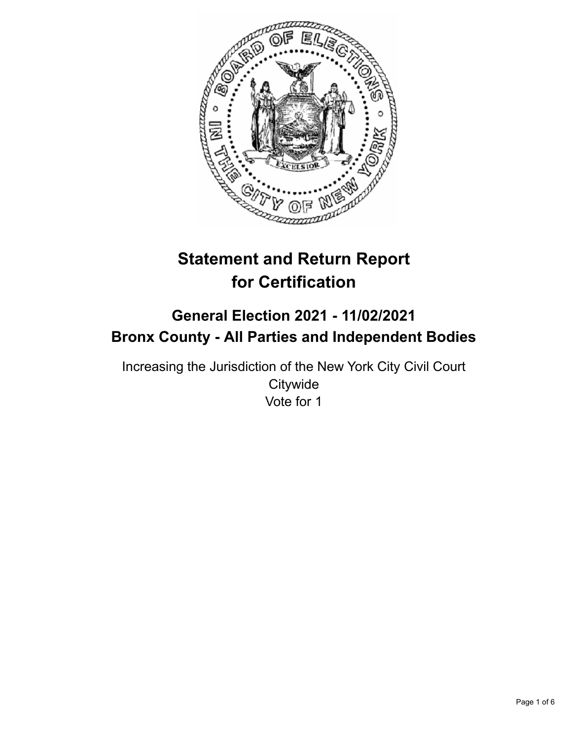# Statement and Return Report for Certification

## General Election 2021 - 11/02/2021
## Bronx County - All Parties and Independent Bodies

Increasing the Jurisdiction of the New York City Civil Court
Citywide
Vote for 1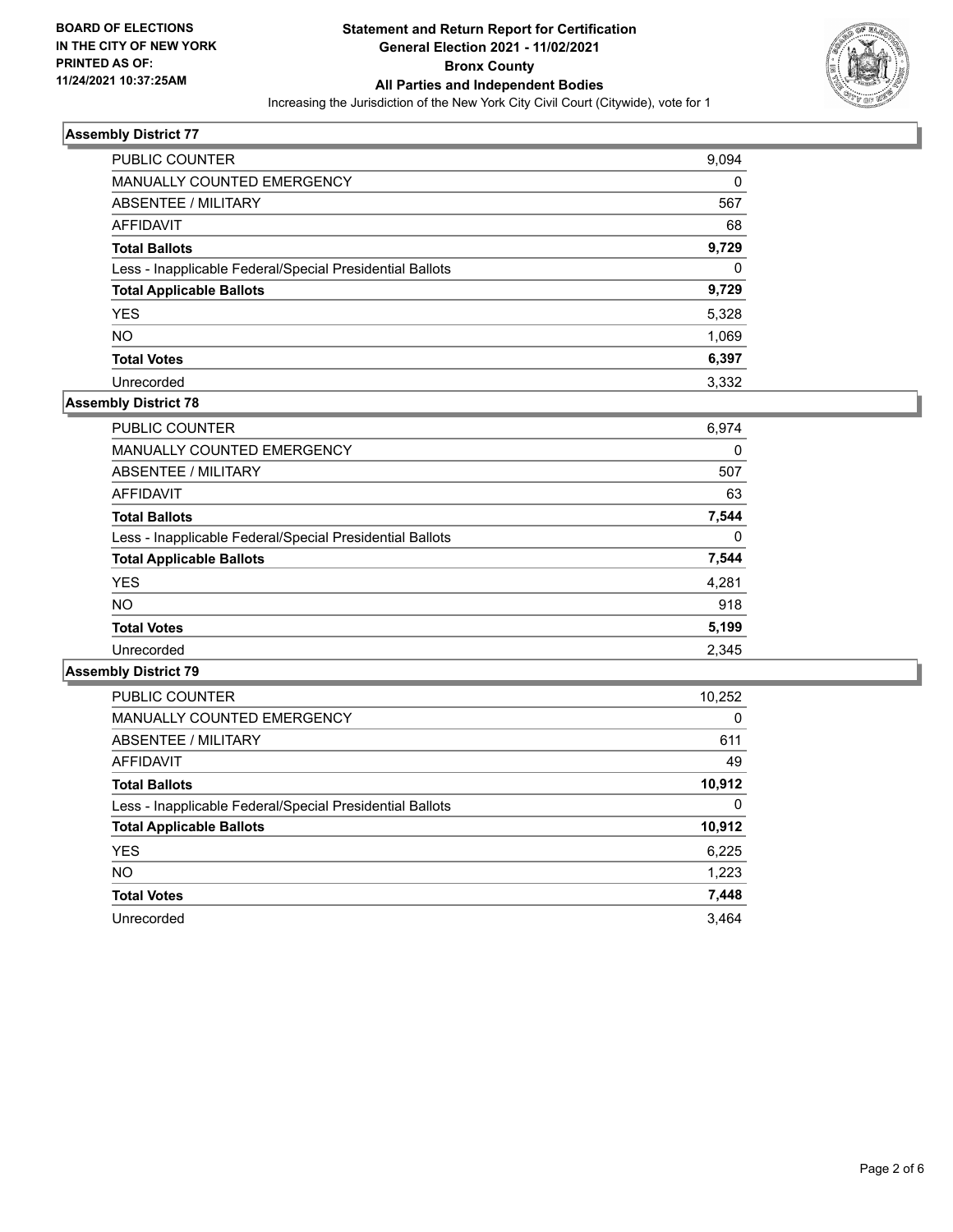**BOARD OF ELECTIONS IN THE CITY OF NEW YORK PRINTED AS OF: 11/24/2021 10:37:25AM**

# Statement and Return Report for Certification
## General Election 2021 - 11/02/2021
## Bronx County
## All Parties and Independent Bodies

Increasing the Jurisdiction of the New York City Civil Court (Citywide), vote for 1

### Assembly District 77

| | |
|---|---|
| PUBLIC COUNTER | 9,094 |
| MANUALLY COUNTED EMERGENCY | 0 |
| ABSENTEE / MILITARY | 567 |
| AFFIDAVIT | 68 |
| **Total Ballots** | **9,729** |
| Less - Inapplicable Federal/Special Presidential Ballots | 0 |
| **Total Applicable Ballots** | **9,729** |
| YES | 5,328 |
| NO | 1,069 |
| **Total Votes** | **6,397** |
| Unrecorded | 3,332 |

### Assembly District 78

| | |
|---|---|
| PUBLIC COUNTER | 6,974 |
| MANUALLY COUNTED EMERGENCY | 0 |
| ABSENTEE / MILITARY | 507 |
| AFFIDAVIT | 63 |
| **Total Ballots** | **7,544** |
| Less - Inapplicable Federal/Special Presidential Ballots | 0 |
| **Total Applicable Ballots** | **7,544** |
| YES | 4,281 |
| NO | 918 |
| **Total Votes** | **5,199** |
| Unrecorded | 2,345 |

### Assembly District 79

| | |
|---|---|
| PUBLIC COUNTER | 10,252 |
| MANUALLY COUNTED EMERGENCY | 0 |
| ABSENTEE / MILITARY | 611 |
| AFFIDAVIT | 49 |
| **Total Ballots** | **10,912** |
| Less - Inapplicable Federal/Special Presidential Ballots | 0 |
| **Total Applicable Ballots** | **10,912** |
| YES | 6,225 |
| NO | 1,223 |
| **Total Votes** | **7,448** |
| Unrecorded | 3,464 |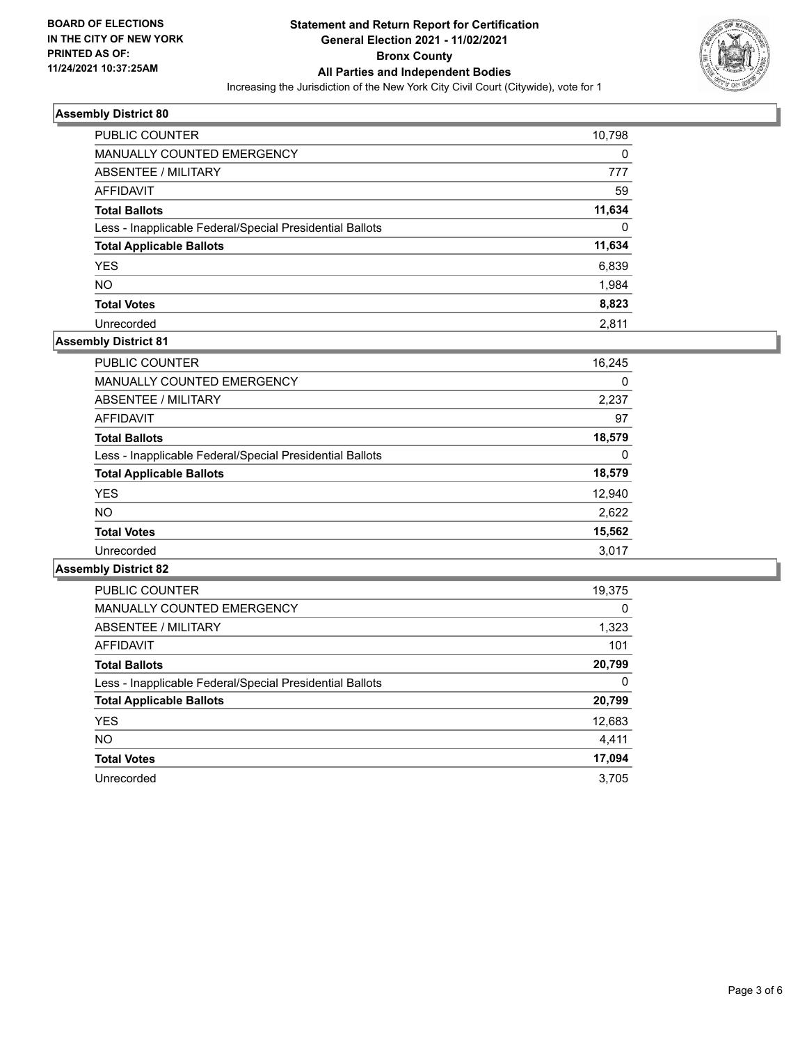BOARD OF ELECTIONS
IN THE CITY OF NEW YORK
PRINTED AS OF:
11/24/2021 10:37:25AM

# Statement and Return Report for Certification
## General Election 2021 - 11/02/2021
## Bronx County
## All Parties and Independent Bodies

Increasing the Jurisdiction of the New York City Civil Court (Citywide), vote for 1

### Assembly District 80

| | |
|---|---|
| PUBLIC COUNTER | 10,798 |
| MANUALLY COUNTED EMERGENCY | 0 |
| ABSENTEE / MILITARY | 777 |
| AFFIDAVIT | 59 |
| **Total Ballots** | **11,634** |
| Less - Inapplicable Federal/Special Presidential Ballots | 0 |
| **Total Applicable Ballots** | **11,634** |
| YES | 6,839 |
| NO | 1,984 |
| **Total Votes** | **8,823** |
| Unrecorded | 2,811 |

### Assembly District 81

| | |
|---|---|
| PUBLIC COUNTER | 16,245 |
| MANUALLY COUNTED EMERGENCY | 0 |
| ABSENTEE / MILITARY | 2,237 |
| AFFIDAVIT | 97 |
| **Total Ballots** | **18,579** |
| Less - Inapplicable Federal/Special Presidential Ballots | 0 |
| **Total Applicable Ballots** | **18,579** |
| YES | 12,940 |
| NO | 2,622 |
| **Total Votes** | **15,562** |
| Unrecorded | 3,017 |

### Assembly District 82

| | |
|---|---|
| PUBLIC COUNTER | 19,375 |
| MANUALLY COUNTED EMERGENCY | 0 |
| ABSENTEE / MILITARY | 1,323 |
| AFFIDAVIT | 101 |
| **Total Ballots** | **20,799** |
| Less - Inapplicable Federal/Special Presidential Ballots | 0 |
| **Total Applicable Ballots** | **20,799** |
| YES | 12,683 |
| NO | 4,411 |
| **Total Votes** | **17,094** |
| Unrecorded | 3,705 |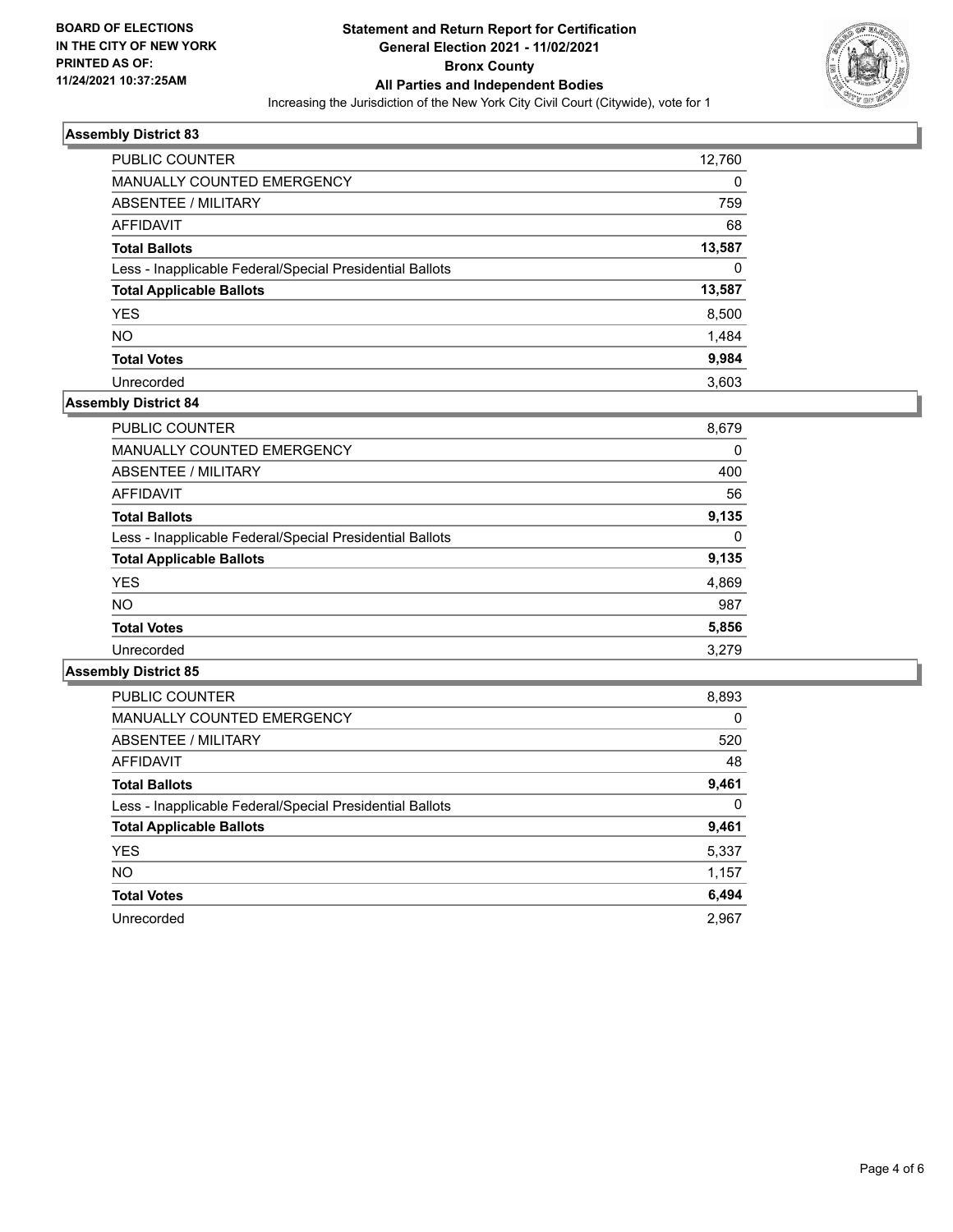**BOARD OF ELECTIONS IN THE CITY OF NEW YORK PRINTED AS OF: 11/24/2021 10:37:25AM**

# Statement and Return Report for Certification
## General Election 2021 - 11/02/2021
## Bronx County
## All Parties and Independent Bodies

Increasing the Jurisdiction of the New York City Civil Court (Citywide), vote for 1

### Assembly District 83

| | |
|---|---|
| PUBLIC COUNTER | 12,760 |
| MANUALLY COUNTED EMERGENCY | 0 |
| ABSENTEE / MILITARY | 759 |
| AFFIDAVIT | 68 |
| **Total Ballots** | **13,587** |
| Less - Inapplicable Federal/Special Presidential Ballots | 0 |
| **Total Applicable Ballots** | **13,587** |
| YES | 8,500 |
| NO | 1,484 |
| **Total Votes** | **9,984** |
| Unrecorded | 3,603 |

### Assembly District 84

| | |
|---|---|
| PUBLIC COUNTER | 8,679 |
| MANUALLY COUNTED EMERGENCY | 0 |
| ABSENTEE / MILITARY | 400 |
| AFFIDAVIT | 56 |
| **Total Ballots** | **9,135** |
| Less - Inapplicable Federal/Special Presidential Ballots | 0 |
| **Total Applicable Ballots** | **9,135** |
| YES | 4,869 |
| NO | 987 |
| **Total Votes** | **5,856** |
| Unrecorded | 3,279 |

### Assembly District 85

| | |
|---|---|
| PUBLIC COUNTER | 8,893 |
| MANUALLY COUNTED EMERGENCY | 0 |
| ABSENTEE / MILITARY | 520 |
| AFFIDAVIT | 48 |
| **Total Ballots** | **9,461** |
| Less - Inapplicable Federal/Special Presidential Ballots | 0 |
| **Total Applicable Ballots** | **9,461** |
| YES | 5,337 |
| NO | 1,157 |
| **Total Votes** | **6,494** |
| Unrecorded | 2,967 |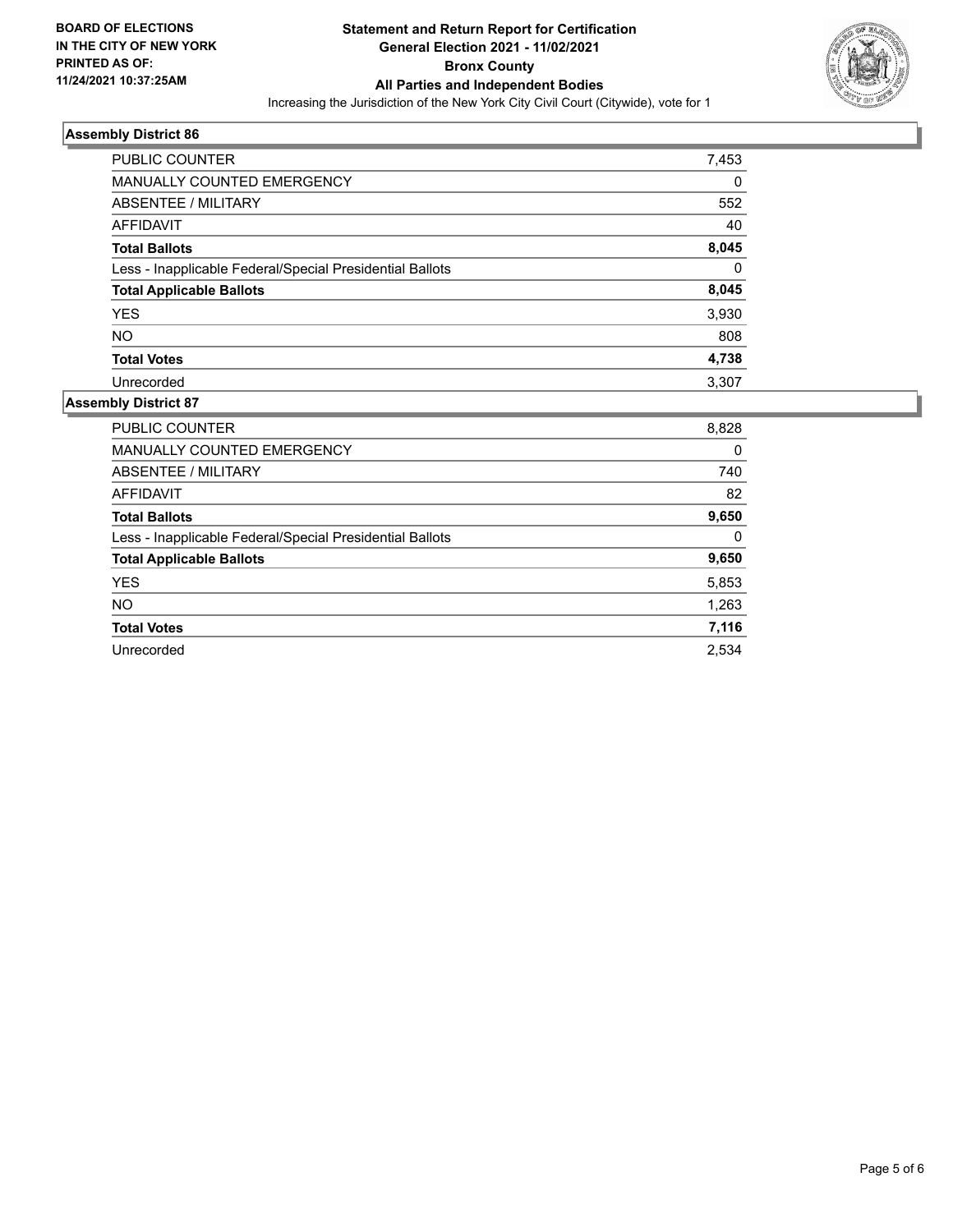**BOARD OF ELECTIONS IN THE CITY OF NEW YORK PRINTED AS OF: 11/24/2021 10:37:25AM**

# Statement and Return Report for Certification
## General Election 2021 - 11/02/2021
## Bronx County
## All Parties and Independent Bodies

Increasing the Jurisdiction of the New York City Civil Court (Citywide), vote for 1

### Assembly District 86

| | |
|---|---|
| PUBLIC COUNTER | 7,453 |
| MANUALLY COUNTED EMERGENCY | 0 |
| ABSENTEE / MILITARY | 552 |
| AFFIDAVIT | 40 |
| **Total Ballots** | **8,045** |
| Less - Inapplicable Federal/Special Presidential Ballots | 0 |
| **Total Applicable Ballots** | **8,045** |
| YES | 3,930 |
| NO | 808 |
| **Total Votes** | **4,738** |
| Unrecorded | 3,307 |

### Assembly District 87

| | |
|---|---|
| PUBLIC COUNTER | 8,828 |
| MANUALLY COUNTED EMERGENCY | 0 |
| ABSENTEE / MILITARY | 740 |
| AFFIDAVIT | 82 |
| **Total Ballots** | **9,650** |
| Less - Inapplicable Federal/Special Presidential Ballots | 0 |
| **Total Applicable Ballots** | **9,650** |
| YES | 5,853 |
| NO | 1,263 |
| **Total Votes** | **7,116** |
| Unrecorded | 2,534 |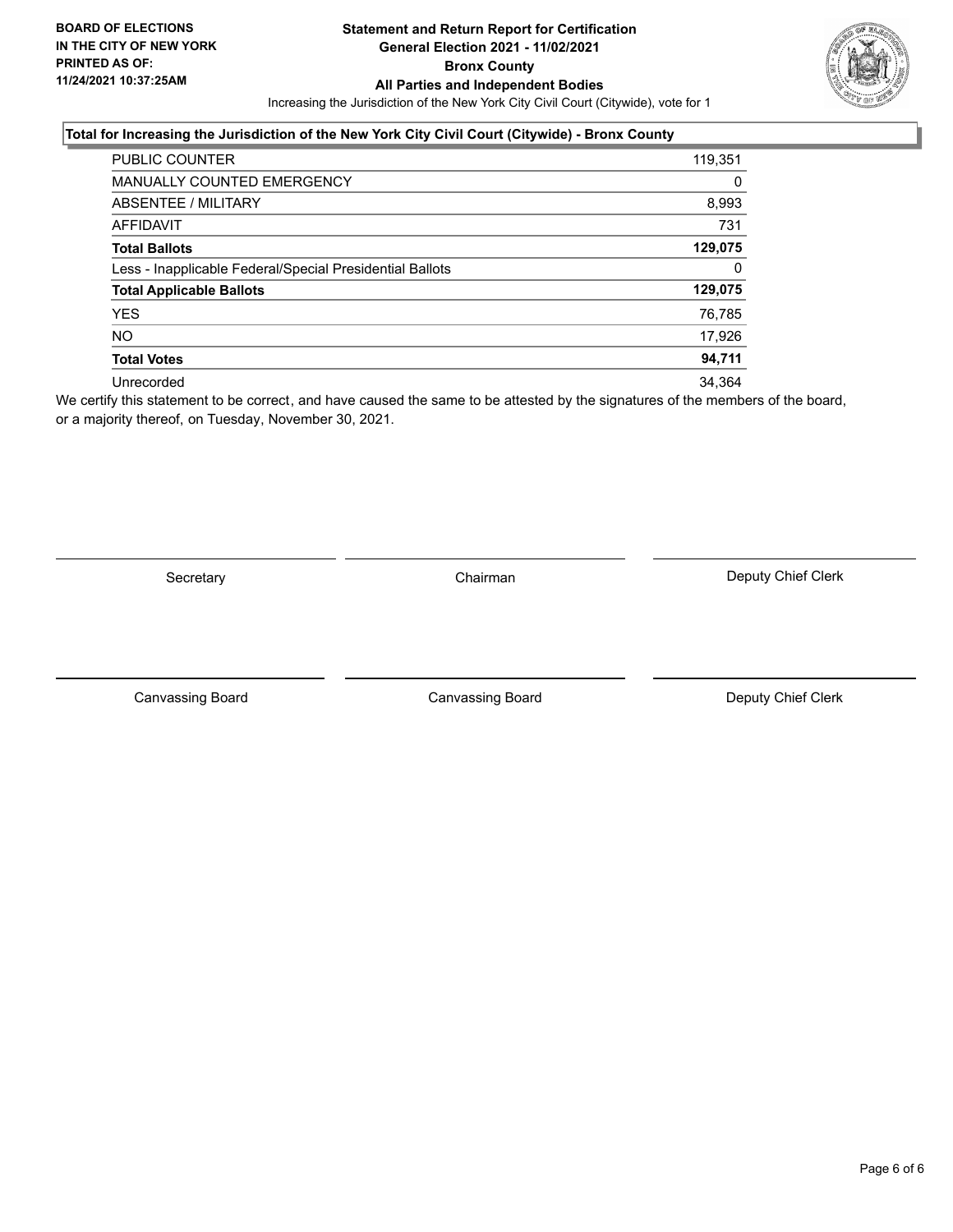**BOARD OF ELECTIONS IN THE CITY OF NEW YORK PRINTED AS OF: 11/24/2021 10:37:25AM**

**Statement and Return Report for Certification General Election 2021 - 11/02/2021 Bronx County All Parties and Independent Bodies**

Increasing the Jurisdiction of the New York City Civil Court (Citywide), vote for 1

## Total for Increasing the Jurisdiction of the New York City Civil Court (Citywide) - Bronx County

| | |
|---|---|
| PUBLIC COUNTER | 119,351 |
| MANUALLY COUNTED EMERGENCY | 0 |
| ABSENTEE / MILITARY | 8,993 |
| AFFIDAVIT | 731 |
| **Total Ballots** | **129,075** |
| Less - Inapplicable Federal/Special Presidential Ballots | 0 |
| **Total Applicable Ballots** | **129,075** |
| YES | 76,785 |
| NO | 17,926 |
| **Total Votes** | **94,711** |
| Unrecorded | 34,364 |

We certify this statement to be correct, and have caused the same to be attested by the signatures of the members of the board, or a majority thereof, on Tuesday, November 30, 2021.

Secretary | Chairman | Deputy Chief Clerk

Canvassing Board | Canvassing Board | Deputy Chief Clerk